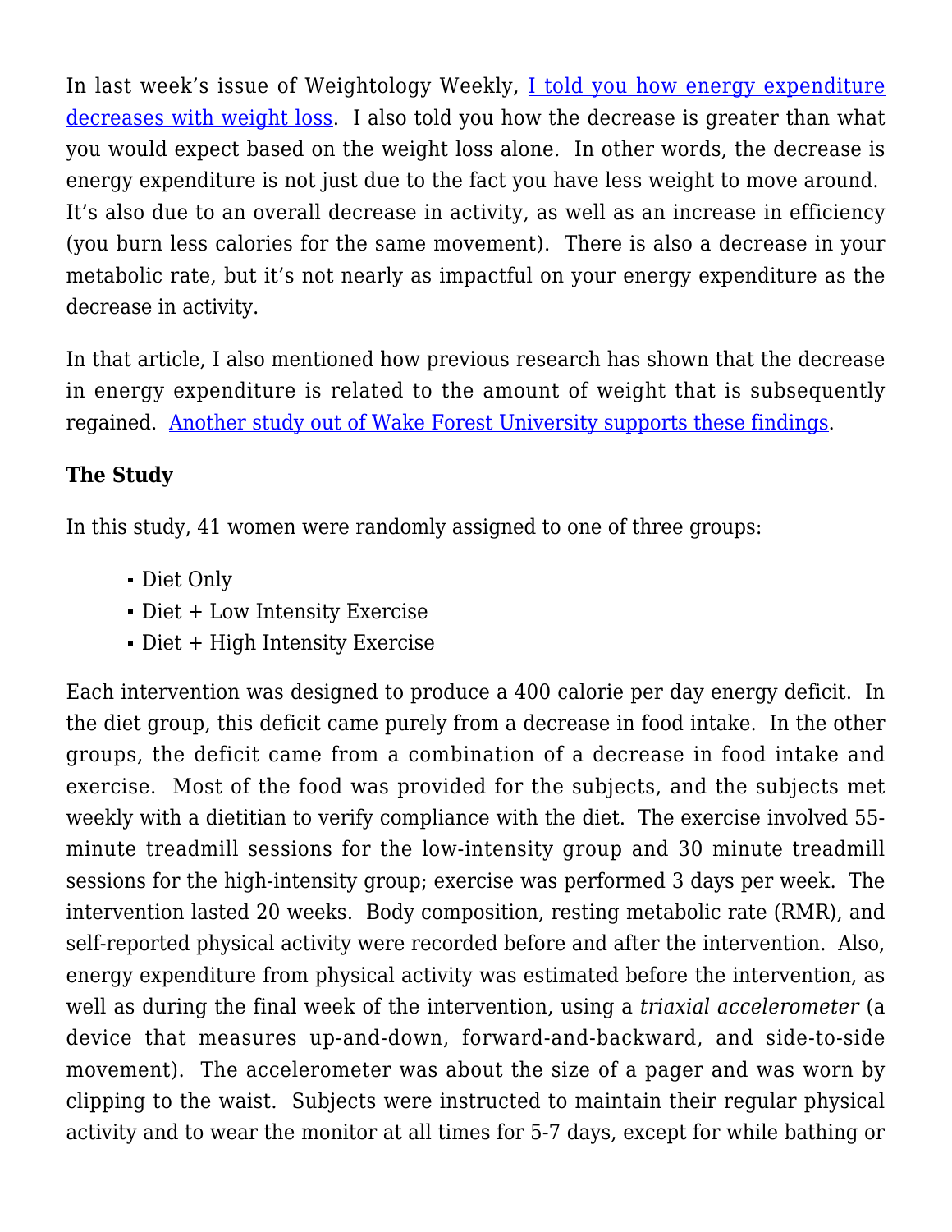In last week's issue of Weightology Weekly, [I told you how energy expenditure decreases with weight loss](). I also told you how the decrease is greater than what you would expect based on the weight loss alone. In other words, the decrease is energy expenditure is not just due to the fact you have less weight to move around. It's also due to an overall decrease in activity, as well as an increase in efficiency (you burn less calories for the same movement). There is also a decrease in your metabolic rate, but it's not nearly as impactful on your energy expenditure as the decrease in activity.

In that article, I also mentioned how previous research has shown that the decrease in energy expenditure is related to the amount of weight that is subsequently regained. [Another study out of Wake Forest University supports these findings]().

**The Study**

In this study, 41 women were randomly assigned to one of three groups:

- Diet Only
- Diet + Low Intensity Exercise
- Diet + High Intensity Exercise

Each intervention was designed to produce a 400 calorie per day energy deficit. In the diet group, this deficit came purely from a decrease in food intake. In the other groups, the deficit came from a combination of a decrease in food intake and exercise. Most of the food was provided for the subjects, and the subjects met weekly with a dietitian to verify compliance with the diet. The exercise involved 55-minute treadmill sessions for the low-intensity group and 30 minute treadmill sessions for the high-intensity group; exercise was performed 3 days per week. The intervention lasted 20 weeks. Body composition, resting metabolic rate (RMR), and self-reported physical activity were recorded before and after the intervention. Also, energy expenditure from physical activity was estimated before the intervention, as well as during the final week of the intervention, using a *triaxial accelerometer* (a device that measures up-and-down, forward-and-backward, and side-to-side movement). The accelerometer was about the size of a pager and was worn by clipping to the waist. Subjects were instructed to maintain their regular physical activity and to wear the monitor at all times for 5-7 days, except for while bathing or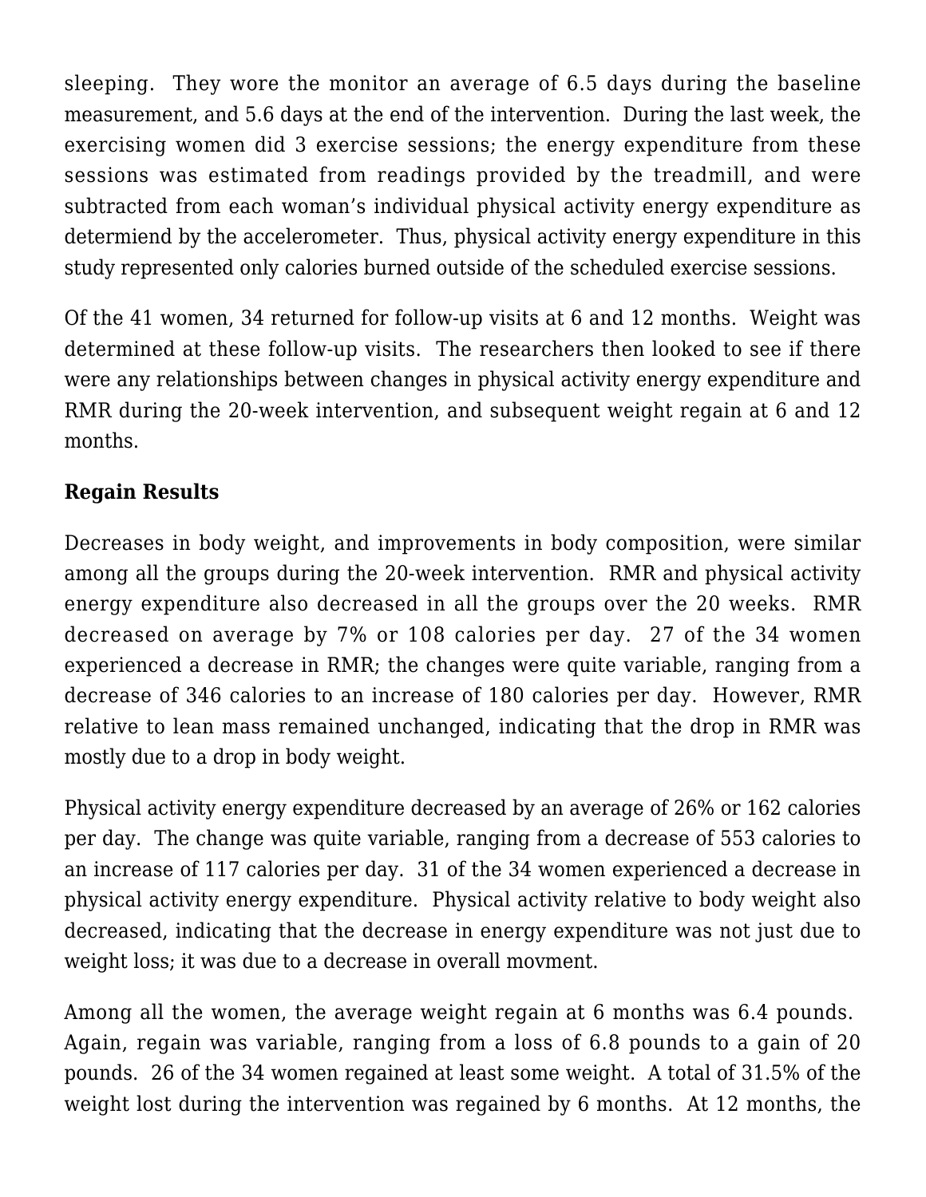sleeping.  They wore the monitor an average of 6.5 days during the baseline measurement, and 5.6 days at the end of the intervention.  During the last week, the exercising women did 3 exercise sessions; the energy expenditure from these sessions was estimated from readings provided by the treadmill, and were subtracted from each woman's individual physical activity energy expenditure as determiend by the accelerometer.  Thus, physical activity energy expenditure in this study represented only calories burned outside of the scheduled exercise sessions.

Of the 41 women, 34 returned for follow-up visits at 6 and 12 months.  Weight was determined at these follow-up visits.  The researchers then looked to see if there were any relationships between changes in physical activity energy expenditure and RMR during the 20-week intervention, and subsequent weight regain at 6 and 12 months.

**Regain Results**

Decreases in body weight, and improvements in body composition, were similar among all the groups during the 20-week intervention.  RMR and physical activity energy expenditure also decreased in all the groups over the 20 weeks.  RMR decreased on average by 7% or 108 calories per day.  27 of the 34 women experienced a decrease in RMR; the changes were quite variable, ranging from a decrease of 346 calories to an increase of 180 calories per day.  However, RMR relative to lean mass remained unchanged, indicating that the drop in RMR was mostly due to a drop in body weight.

Physical activity energy expenditure decreased by an average of 26% or 162 calories per day.  The change was quite variable, ranging from a decrease of 553 calories to an increase of 117 calories per day.  31 of the 34 women experienced a decrease in physical activity energy expenditure.  Physical activity relative to body weight also decreased, indicating that the decrease in energy expenditure was not just due to weight loss; it was due to a decrease in overall movment.

Among all the women, the average weight regain at 6 months was 6.4 pounds.  Again, regain was variable, ranging from a loss of 6.8 pounds to a gain of 20 pounds.  26 of the 34 women regained at least some weight.  A total of 31.5% of the weight lost during the intervention was regained by 6 months.  At 12 months, the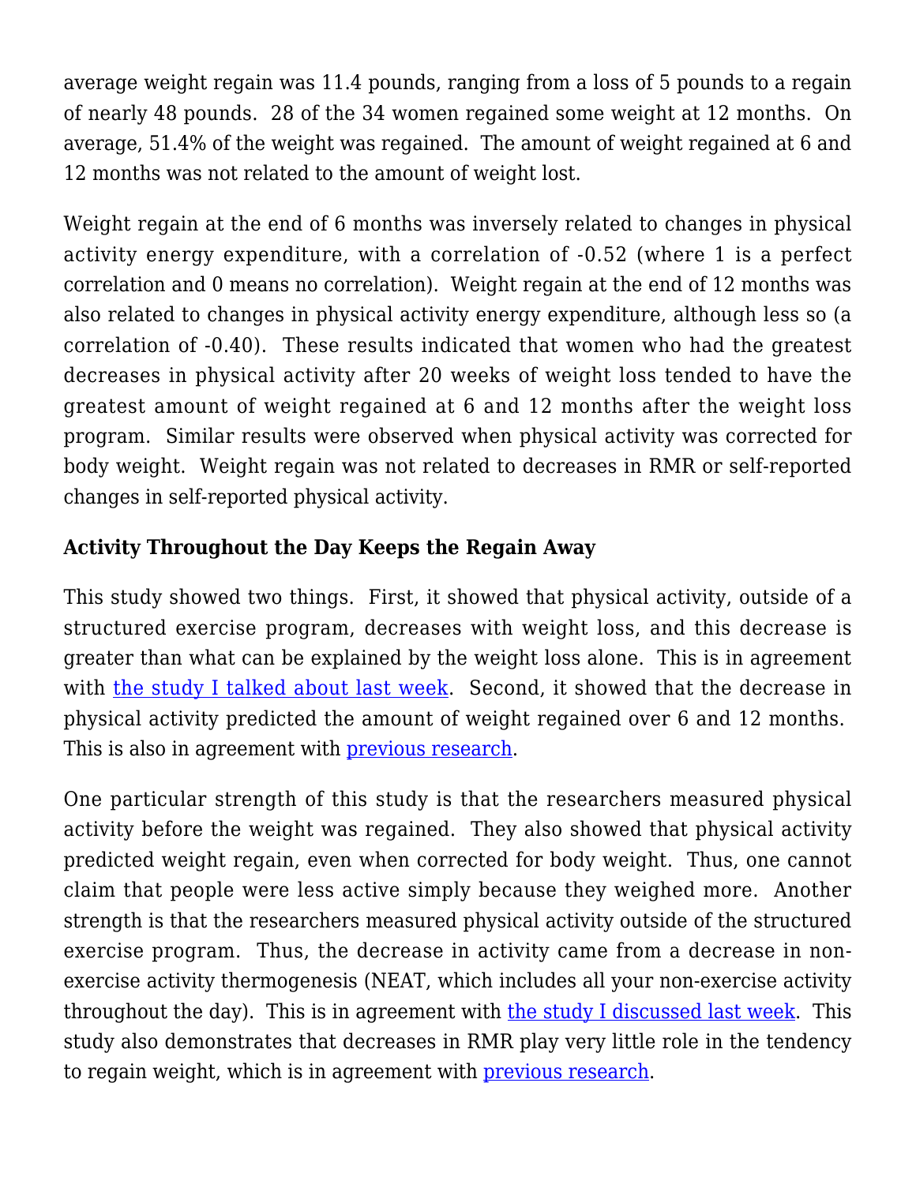average weight regain was 11.4 pounds, ranging from a loss of 5 pounds to a regain of nearly 48 pounds. 28 of the 34 women regained some weight at 12 months. On average, 51.4% of the weight was regained. The amount of weight regained at 6 and 12 months was not related to the amount of weight lost.

Weight regain at the end of 6 months was inversely related to changes in physical activity energy expenditure, with a correlation of -0.52 (where 1 is a perfect correlation and 0 means no correlation). Weight regain at the end of 12 months was also related to changes in physical activity energy expenditure, although less so (a correlation of -0.40). These results indicated that women who had the greatest decreases in physical activity after 20 weeks of weight loss tended to have the greatest amount of weight regained at 6 and 12 months after the weight loss program. Similar results were observed when physical activity was corrected for body weight. Weight regain was not related to decreases in RMR or self-reported changes in self-reported physical activity.

**Activity Throughout the Day Keeps the Regain Away**

This study showed two things. First, it showed that physical activity, outside of a structured exercise program, decreases with weight loss, and this decrease is greater than what can be explained by the weight loss alone. This is in agreement with the study I talked about last week. Second, it showed that the decrease in physical activity predicted the amount of weight regained over 6 and 12 months. This is also in agreement with previous research.

One particular strength of this study is that the researchers measured physical activity before the weight was regained. They also showed that physical activity predicted weight regain, even when corrected for body weight. Thus, one cannot claim that people were less active simply because they weighed more. Another strength is that the researchers measured physical activity outside of the structured exercise program. Thus, the decrease in activity came from a decrease in non-exercise activity thermogenesis (NEAT, which includes all your non-exercise activity throughout the day). This is in agreement with the study I discussed last week. This study also demonstrates that decreases in RMR play very little role in the tendency to regain weight, which is in agreement with previous research.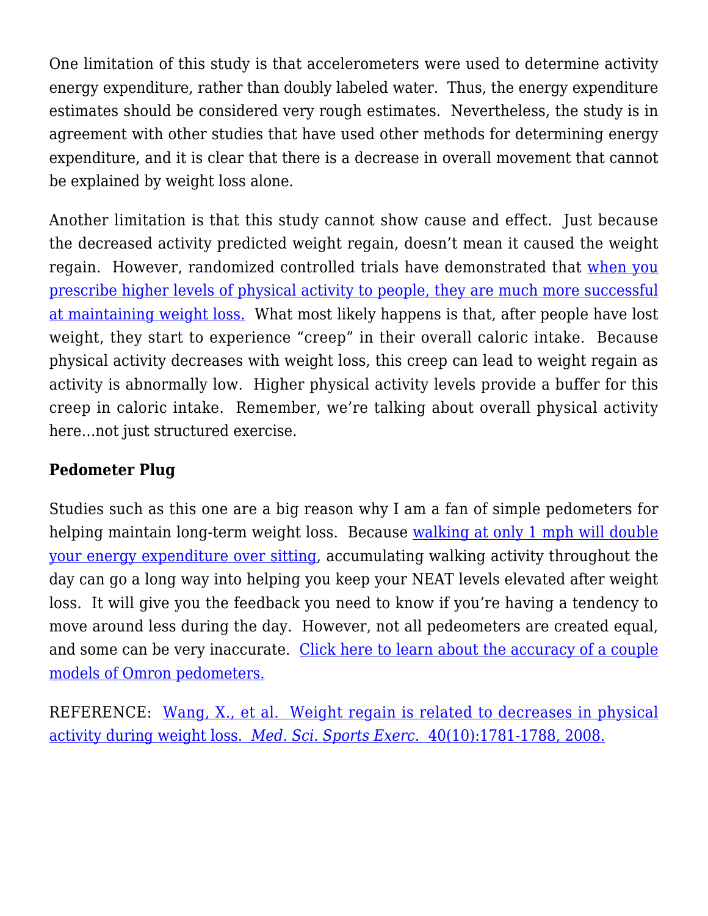One limitation of this study is that accelerometers were used to determine activity energy expenditure, rather than doubly labeled water. Thus, the energy expenditure estimates should be considered very rough estimates. Nevertheless, the study is in agreement with other studies that have used other methods for determining energy expenditure, and it is clear that there is a decrease in overall movement that cannot be explained by weight loss alone.

Another limitation is that this study cannot show cause and effect. Just because the decreased activity predicted weight regain, doesn't mean it caused the weight regain. However, randomized controlled trials have demonstrated that when you prescribe higher levels of physical activity to people, they are much more successful at maintaining weight loss. What most likely happens is that, after people have lost weight, they start to experience "creep" in their overall caloric intake. Because physical activity decreases with weight loss, this creep can lead to weight regain as activity is abnormally low. Higher physical activity levels provide a buffer for this creep in caloric intake. Remember, we're talking about overall physical activity here...not just structured exercise.

**Pedometer Plug**

Studies such as this one are a big reason why I am a fan of simple pedometers for helping maintain long-term weight loss. Because walking at only 1 mph will double your energy expenditure over sitting, accumulating walking activity throughout the day can go a long way into helping you keep your NEAT levels elevated after weight loss. It will give you the feedback you need to know if you're having a tendency to move around less during the day. However, not all pedeometers are created equal, and some can be very inaccurate. Click here to learn about the accuracy of a couple models of Omron pedometers.

REFERENCE: Wang, X., et al. Weight regain is related to decreases in physical activity during weight loss. *Med. Sci. Sports Exerc.* 40(10):1781-1788, 2008.